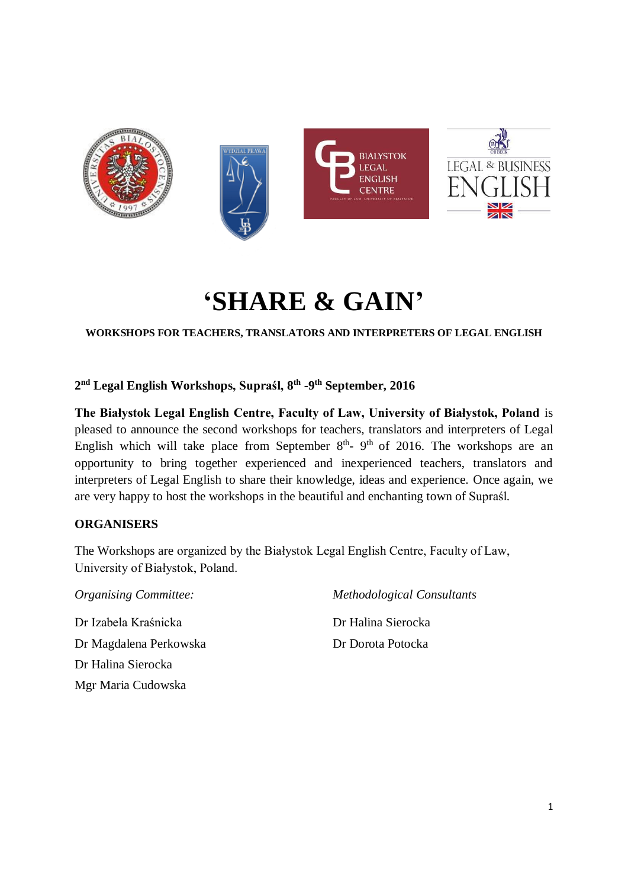# ‘SHARE & GAIN’

**WORKSHOPS FOR TEACHERS, TRANSLATORS AND INTERPRETERS OF LEGAL ENGLISH**

**2nd Legal English Workshops, Supraśl, 8th -9th September, 2016**

**The Białystok Legal English Centre, Faculty of Law, University of Białystok, Poland** is pleased to announce the second workshops for teachers, translators and interpreters of Legal English which will take place from September 8th- 9th of 2016. The workshops are an opportunity to bring together experienced and inexperienced teachers, translators and interpreters of Legal English to share their knowledge, ideas and experience. Once again, we are very happy to host the workshops in the beautiful and enchanting town of Supraśl.

## ORGANISERS

The Workshops are organized by the Białystok Legal English Centre, Faculty of Law, University of Białystok, Poland.

*Organising Committee:*

Dr Izabela Kraśnicka
Dr Magdalena Perkowska
Dr Halina Sierocka
Mgr Maria Cudowska

*Methodological Consultants*

Dr Halina Sierocka
Dr Dorota Potocka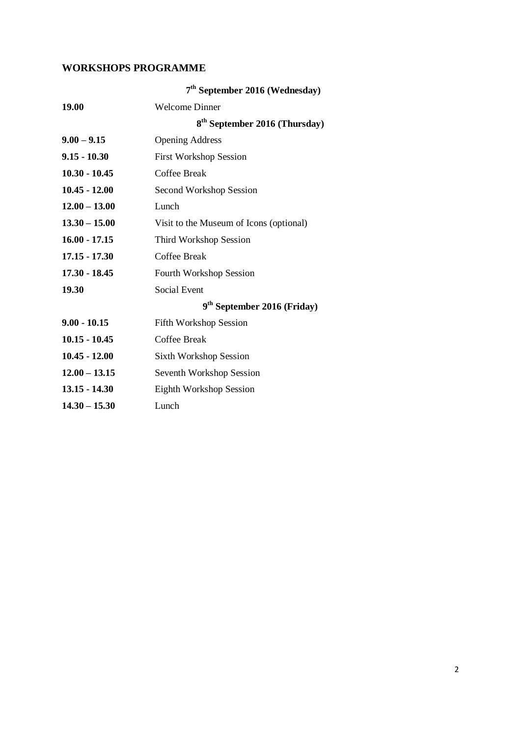## WORKSHOPS PROGRAMME

**7th September 2016 (Wednesday)**

| | |
|---|---|
| **19.00** | Welcome Dinner |

**8th September 2016 (Thursday)**

| | |
|---|---|
| **9.00 – 9.15** | Opening Address |
| **9.15 - 10.30** | First Workshop Session |
| **10.30 - 10.45** | Coffee Break |
| **10.45 - 12.00** | Second Workshop Session |
| **12.00 – 13.00** | Lunch |
| **13.30 – 15.00** | Visit to the Museum of Icons (optional) |
| **16.00 - 17.15** | Third Workshop Session |
| **17.15 - 17.30** | Coffee Break |
| **17.30 - 18.45** | Fourth Workshop Session |
| **19.30** | Social Event |

**9th September 2016 (Friday)**

| | |
|---|---|
| **9.00 - 10.15** | Fifth Workshop Session |
| **10.15 - 10.45** | Coffee Break |
| **10.45 - 12.00** | Sixth Workshop Session |
| **12.00 – 13.15** | Seventh Workshop Session |
| **13.15 - 14.30** | Eighth Workshop Session |
| **14.30 – 15.30** | Lunch |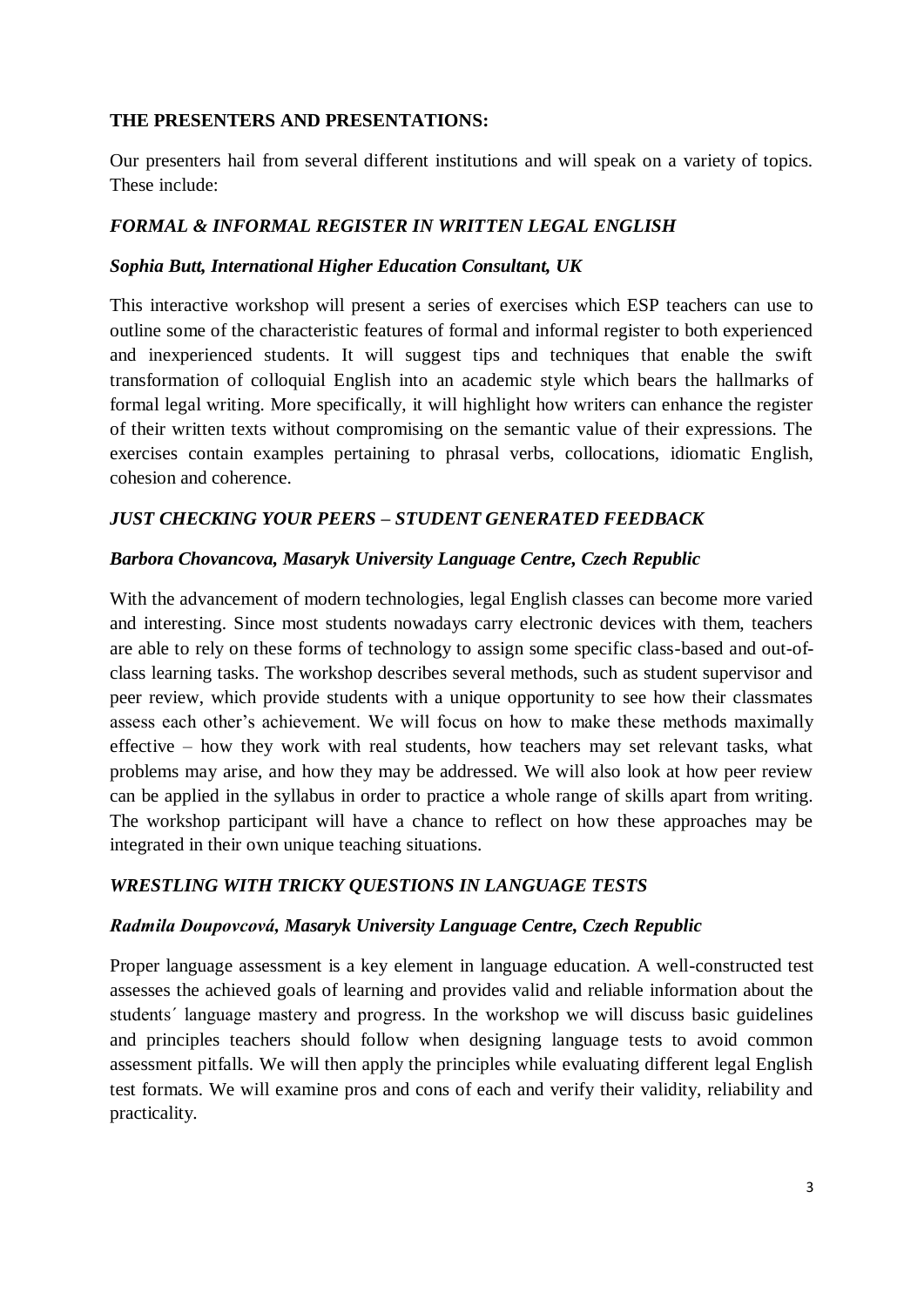## THE PRESENTERS AND PRESENTATIONS:

Our presenters hail from several different institutions and will speak on a variety of topics. These include:

### *FORMAL & INFORMAL REGISTER IN WRITTEN LEGAL ENGLISH*

***Sophia Butt, International Higher Education Consultant, UK***

This interactive workshop will present a series of exercises which ESP teachers can use to outline some of the characteristic features of formal and informal register to both experienced and inexperienced students. It will suggest tips and techniques that enable the swift transformation of colloquial English into an academic style which bears the hallmarks of formal legal writing. More specifically, it will highlight how writers can enhance the register of their written texts without compromising on the semantic value of their expressions. The exercises contain examples pertaining to phrasal verbs, collocations, idiomatic English, cohesion and coherence.

### *JUST CHECKING YOUR PEERS – STUDENT GENERATED FEEDBACK*

***Barbora Chovancova, Masaryk University Language Centre, Czech Republic***

With the advancement of modern technologies, legal English classes can become more varied and interesting. Since most students nowadays carry electronic devices with them, teachers are able to rely on these forms of technology to assign some specific class-based and out-of-class learning tasks. The workshop describes several methods, such as student supervisor and peer review, which provide students with a unique opportunity to see how their classmates assess each other's achievement. We will focus on how to make these methods maximally effective – how they work with real students, how teachers may set relevant tasks, what problems may arise, and how they may be addressed. We will also look at how peer review can be applied in the syllabus in order to practice a whole range of skills apart from writing. The workshop participant will have a chance to reflect on how these approaches may be integrated in their own unique teaching situations.

### *WRESTLING WITH TRICKY QUESTIONS IN LANGUAGE TESTS*

***Radmila Doupovcová, Masaryk University Language Centre, Czech Republic***

Proper language assessment is a key element in language education. A well-constructed test assesses the achieved goals of learning and provides valid and reliable information about the students´ language mastery and progress. In the workshop we will discuss basic guidelines and principles teachers should follow when designing language tests to avoid common assessment pitfalls. We will then apply the principles while evaluating different legal English test formats. We will examine pros and cons of each and verify their validity, reliability and practicality.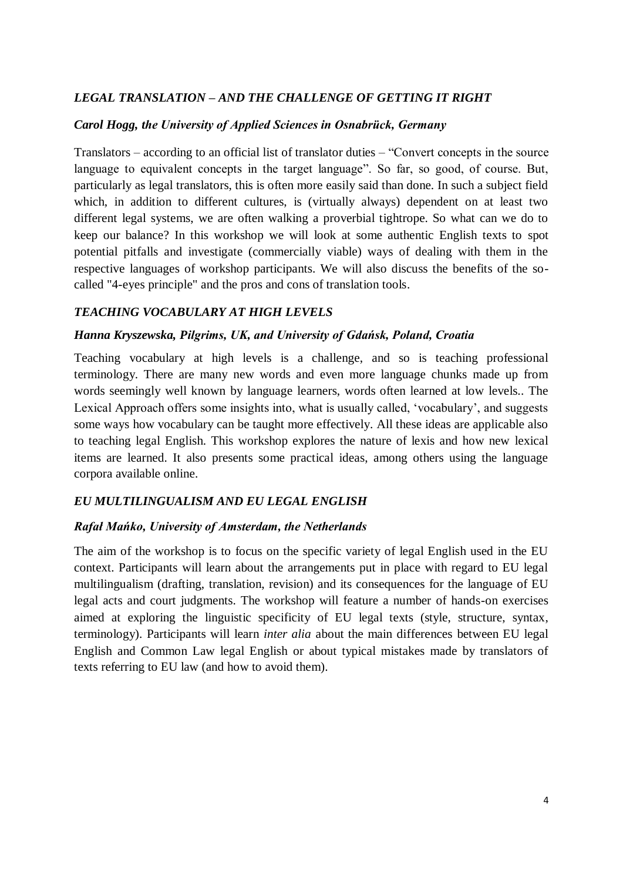### *LEGAL TRANSLATION – AND THE CHALLENGE OF GETTING IT RIGHT*

***Carol Hogg, the University of Applied Sciences in Osnabrück, Germany***

Translators – according to an official list of translator duties – "Convert concepts in the source language to equivalent concepts in the target language". So far, so good, of course. But, particularly as legal translators, this is often more easily said than done. In such a subject field which, in addition to different cultures, is (virtually always) dependent on at least two different legal systems, we are often walking a proverbial tightrope. So what can we do to keep our balance? In this workshop we will look at some authentic English texts to spot potential pitfalls and investigate (commercially viable) ways of dealing with them in the respective languages of workshop participants. We will also discuss the benefits of the so-called "4-eyes principle" and the pros and cons of translation tools.

### *TEACHING VOCABULARY AT HIGH LEVELS*

***Hanna Kryszewska, Pilgrims, UK, and University of Gdańsk, Poland, Croatia***

Teaching vocabulary at high levels is a challenge, and so is teaching professional terminology. There are many new words and even more language chunks made up from words seemingly well known by language learners, words often learned at low levels.. The Lexical Approach offers some insights into, what is usually called, 'vocabulary', and suggests some ways how vocabulary can be taught more effectively. All these ideas are applicable also to teaching legal English. This workshop explores the nature of lexis and how new lexical items are learned. It also presents some practical ideas, among others using the language corpora available online.

### *EU MULTILINGUALISM AND EU LEGAL ENGLISH*

***Rafał Mańko, University of Amsterdam, the Netherlands***

The aim of the workshop is to focus on the specific variety of legal English used in the EU context. Participants will learn about the arrangements put in place with regard to EU legal multilingualism (drafting, translation, revision) and its consequences for the language of EU legal acts and court judgments. The workshop will feature a number of hands-on exercises aimed at exploring the linguistic specificity of EU legal texts (style, structure, syntax, terminology). Participants will learn *inter alia* about the main differences between EU legal English and Common Law legal English or about typical mistakes made by translators of texts referring to EU law (and how to avoid them).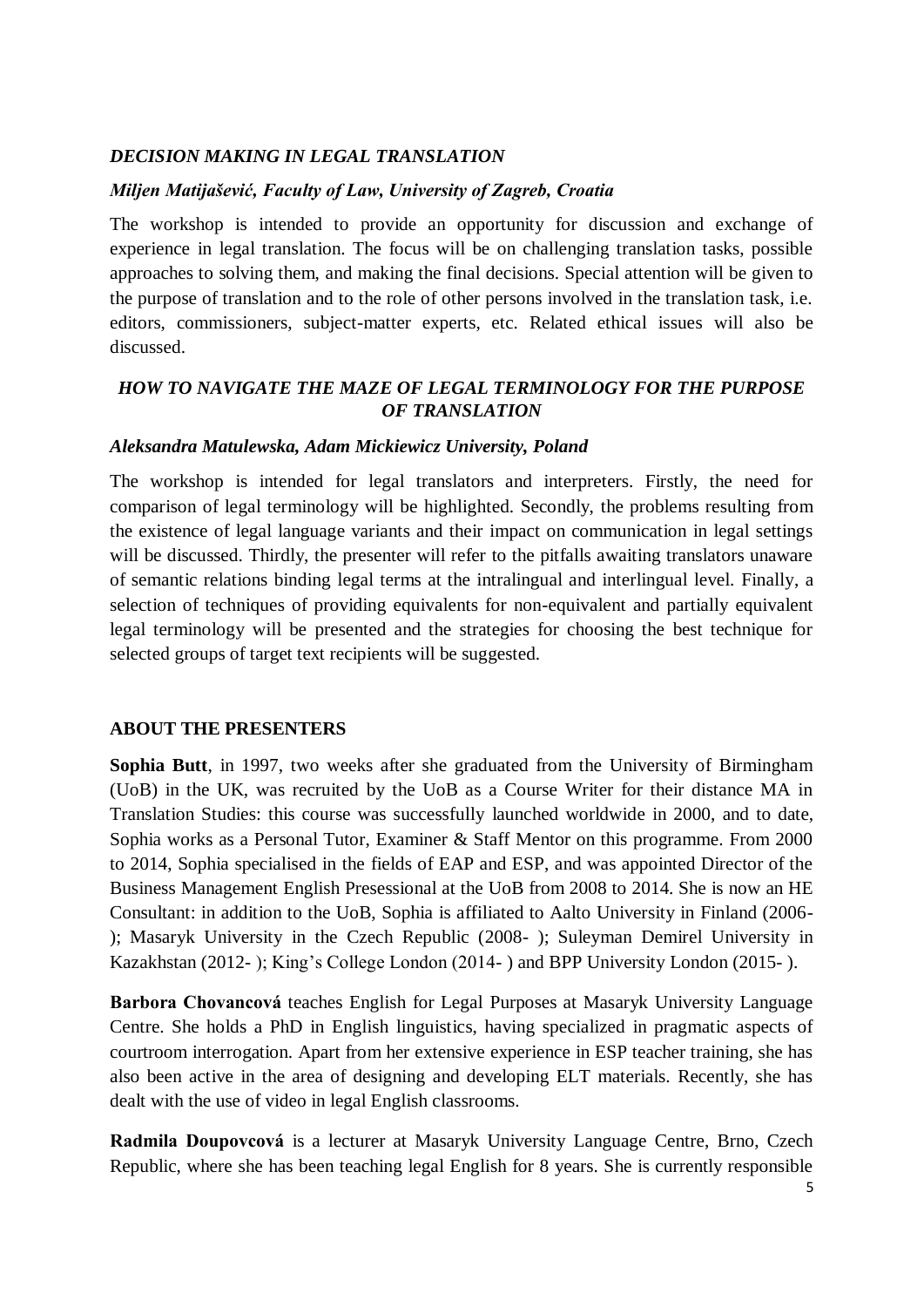### *DECISION MAKING IN LEGAL TRANSLATION*

***Miljen Matijašević, Faculty of Law, University of Zagreb, Croatia***

The workshop is intended to provide an opportunity for discussion and exchange of experience in legal translation. The focus will be on challenging translation tasks, possible approaches to solving them, and making the final decisions. Special attention will be given to the purpose of translation and to the role of other persons involved in the translation task, i.e. editors, commissioners, subject-matter experts, etc. Related ethical issues will also be discussed.

### *HOW TO NAVIGATE THE MAZE OF LEGAL TERMINOLOGY FOR THE PURPOSE OF TRANSLATION*

***Aleksandra Matulewska, Adam Mickiewicz University, Poland***

The workshop is intended for legal translators and interpreters. Firstly, the need for comparison of legal terminology will be highlighted. Secondly, the problems resulting from the existence of legal language variants and their impact on communication in legal settings will be discussed. Thirdly, the presenter will refer to the pitfalls awaiting translators unaware of semantic relations binding legal terms at the intralingual and interlingual level. Finally, a selection of techniques of providing equivalents for non-equivalent and partially equivalent legal terminology will be presented and the strategies for choosing the best technique for selected groups of target text recipients will be suggested.

## ABOUT THE PRESENTERS

**Sophia Butt**, in 1997, two weeks after she graduated from the University of Birmingham (UoB) in the UK, was recruited by the UoB as a Course Writer for their distance MA in Translation Studies: this course was successfully launched worldwide in 2000, and to date, Sophia works as a Personal Tutor, Examiner & Staff Mentor on this programme. From 2000 to 2014, Sophia specialised in the fields of EAP and ESP, and was appointed Director of the Business Management English Presessional at the UoB from 2008 to 2014. She is now an HE Consultant: in addition to the UoB, Sophia is affiliated to Aalto University in Finland (2006- ); Masaryk University in the Czech Republic (2008- ); Suleyman Demirel University in Kazakhstan (2012- ); King's College London (2014- ) and BPP University London (2015- ).

**Barbora Chovancová** teaches English for Legal Purposes at Masaryk University Language Centre. She holds a PhD in English linguistics, having specialized in pragmatic aspects of courtroom interrogation. Apart from her extensive experience in ESP teacher training, she has also been active in the area of designing and developing ELT materials. Recently, she has dealt with the use of video in legal English classrooms.

**Radmila Doupovcová** is a lecturer at Masaryk University Language Centre, Brno, Czech Republic, where she has been teaching legal English for 8 years. She is currently responsible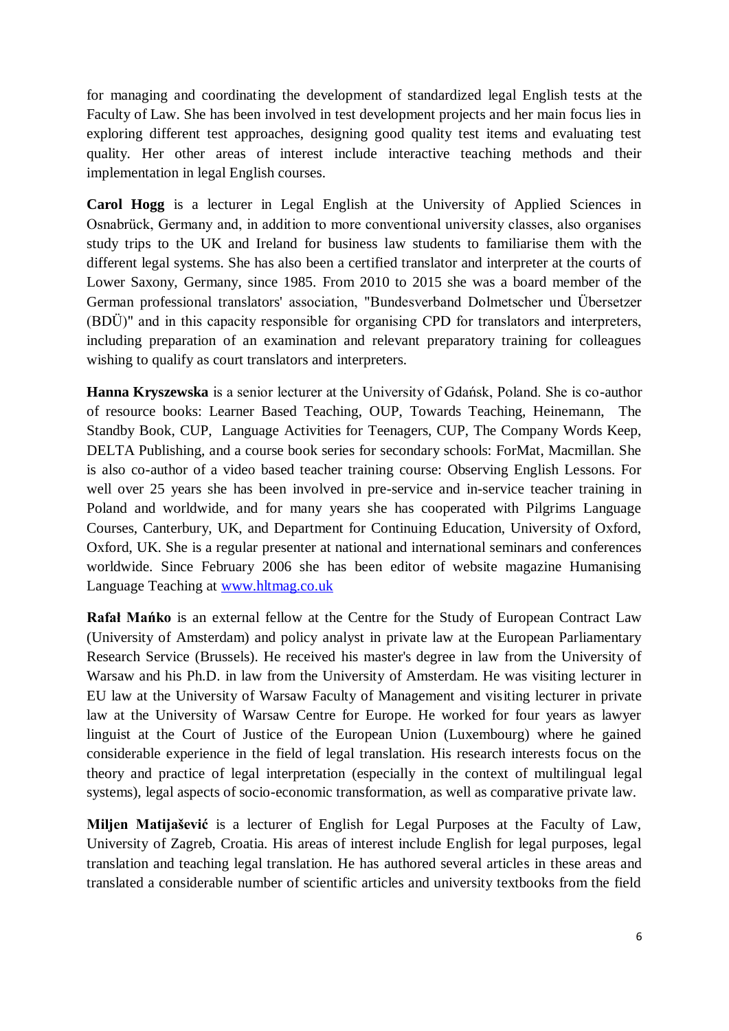for managing and coordinating the development of standardized legal English tests at the Faculty of Law. She has been involved in test development projects and her main focus lies in exploring different test approaches, designing good quality test items and evaluating test quality. Her other areas of interest include interactive teaching methods and their implementation in legal English courses.

**Carol Hogg** is a lecturer in Legal English at the University of Applied Sciences in Osnabrück, Germany and, in addition to more conventional university classes, also organises study trips to the UK and Ireland for business law students to familiarise them with the different legal systems. She has also been a certified translator and interpreter at the courts of Lower Saxony, Germany, since 1985. From 2010 to 2015 she was a board member of the German professional translators' association, "Bundesverband Dolmetscher und Übersetzer (BDÜ)" and in this capacity responsible for organising CPD for translators and interpreters, including preparation of an examination and relevant preparatory training for colleagues wishing to qualify as court translators and interpreters.

**Hanna Kryszewska** is a senior lecturer at the University of Gdańsk, Poland. She is co-author of resource books: Learner Based Teaching, OUP, Towards Teaching, Heinemann, The Standby Book, CUP, Language Activities for Teenagers, CUP, The Company Words Keep, DELTA Publishing, and a course book series for secondary schools: ForMat, Macmillan. She is also co-author of a video based teacher training course: Observing English Lessons. For well over 25 years she has been involved in pre-service and in-service teacher training in Poland and worldwide, and for many years she has cooperated with Pilgrims Language Courses, Canterbury, UK, and Department for Continuing Education, University of Oxford, Oxford, UK. She is a regular presenter at national and international seminars and conferences worldwide. Since February 2006 she has been editor of website magazine Humanising Language Teaching at [www.hltmag.co.uk](http://www.hltmag.co.uk)

**Rafał Mańko** is an external fellow at the Centre for the Study of European Contract Law (University of Amsterdam) and policy analyst in private law at the European Parliamentary Research Service (Brussels). He received his master's degree in law from the University of Warsaw and his Ph.D. in law from the University of Amsterdam. He was visiting lecturer in EU law at the University of Warsaw Faculty of Management and visiting lecturer in private law at the University of Warsaw Centre for Europe. He worked for four years as lawyer linguist at the Court of Justice of the European Union (Luxembourg) where he gained considerable experience in the field of legal translation. His research interests focus on the theory and practice of legal interpretation (especially in the context of multilingual legal systems), legal aspects of socio-economic transformation, as well as comparative private law.

**Miljen Matijašević** is a lecturer of English for Legal Purposes at the Faculty of Law, University of Zagreb, Croatia. His areas of interest include English for legal purposes, legal translation and teaching legal translation. He has authored several articles in these areas and translated a considerable number of scientific articles and university textbooks from the field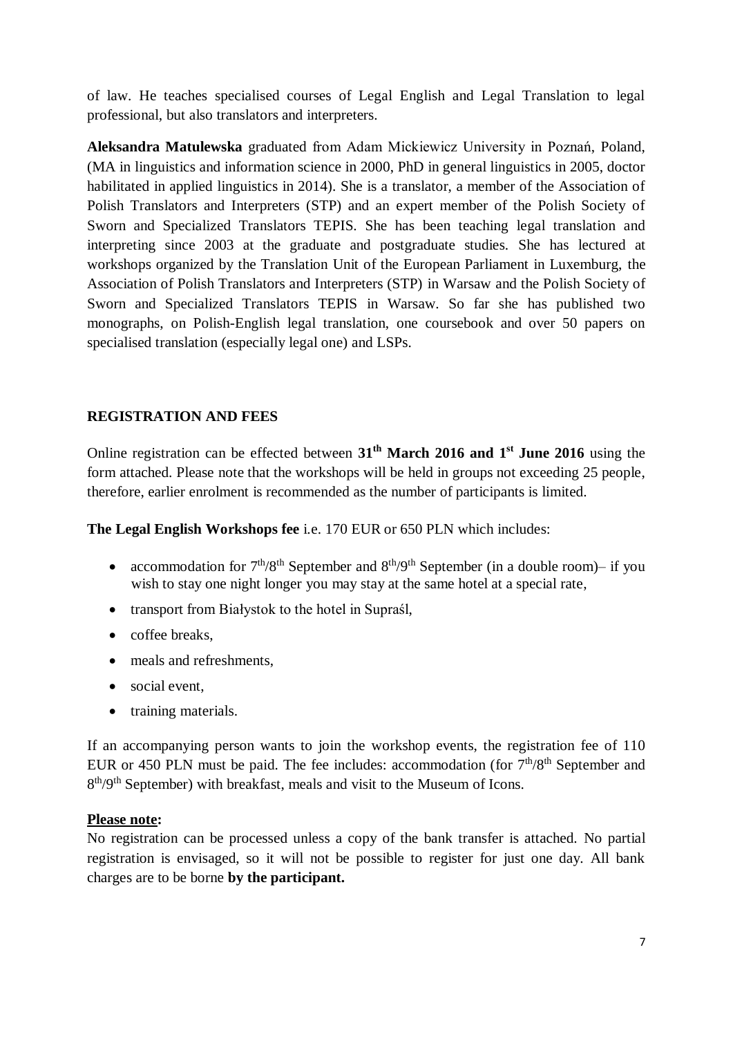of law. He teaches specialised courses of Legal English and Legal Translation to legal professional, but also translators and interpreters.

**Aleksandra Matulewska** graduated from Adam Mickiewicz University in Poznań, Poland, (MA in linguistics and information science in 2000, PhD in general linguistics in 2005, doctor habilitated in applied linguistics in 2014). She is a translator, a member of the Association of Polish Translators and Interpreters (STP) and an expert member of the Polish Society of Sworn and Specialized Translators TEPIS. She has been teaching legal translation and interpreting since 2003 at the graduate and postgraduate studies. She has lectured at workshops organized by the Translation Unit of the European Parliament in Luxemburg, the Association of Polish Translators and Interpreters (STP) in Warsaw and the Polish Society of Sworn and Specialized Translators TEPIS in Warsaw. So far she has published two monographs, on Polish-English legal translation, one coursebook and over 50 papers on specialised translation (especially legal one) and LSPs.

## REGISTRATION AND FEES

Online registration can be effected between **31th March 2016 and 1st June 2016** using the form attached. Please note that the workshops will be held in groups not exceeding 25 people, therefore, earlier enrolment is recommended as the number of participants is limited.

**The Legal English Workshops fee** i.e. 170 EUR or 650 PLN which includes:

- accommodation for 7th/8th September and 8th/9th September (in a double room)– if you wish to stay one night longer you may stay at the same hotel at a special rate,
- transport from Białystok to the hotel in Supraśl,
- coffee breaks,
- meals and refreshments,
- social event,
- training materials.

If an accompanying person wants to join the workshop events, the registration fee of 110 EUR or 450 PLN must be paid. The fee includes: accommodation (for 7th/8th September and 8th/9th September) with breakfast, meals and visit to the Museum of Icons.

**Please note:**
No registration can be processed unless a copy of the bank transfer is attached. No partial registration is envisaged, so it will not be possible to register for just one day. All bank charges are to be borne **by the participant.**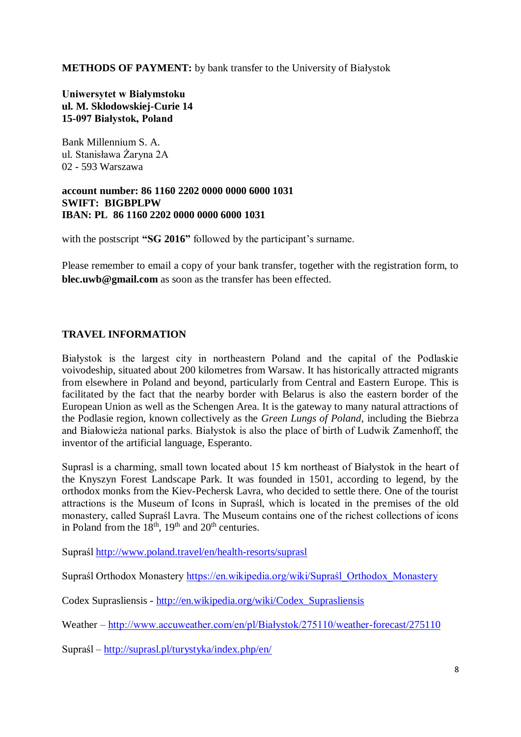**METHODS OF PAYMENT:** by bank transfer to the University of Białystok

**Uniwersytet w Białymstoku**
**ul. M. Sklodowskiej-Curie 14**
**15-097 Białystok, Poland**

Bank Millennium S. A.
ul. Stanisława Żaryna 2A
02 - 593 Warszawa

**account number: 86 1160 2202 0000 0000 6000 1031**
**SWIFT: BIGBPLPW**
**IBAN: PL 86 1160 2202 0000 0000 6000 1031**

with the postscript **"SG 2016"** followed by the participant's surname.

Please remember to email a copy of your bank transfer, together with the registration form, to **blec.uwb@gmail.com** as soon as the transfer has been effected.

**TRAVEL INFORMATION**

Białystok is the largest city in northeastern Poland and the capital of the Podlaskie voivodeship, situated about 200 kilometres from Warsaw. It has historically attracted migrants from elsewhere in Poland and beyond, particularly from Central and Eastern Europe. This is facilitated by the fact that the nearby border with Belarus is also the eastern border of the European Union as well as the Schengen Area. It is the gateway to many natural attractions of the Podlasie region, known collectively as the *Green Lungs of Poland*, including the Biebrza and Białowieża national parks. Białystok is also the place of birth of Ludwik Zamenhoff, the inventor of the artificial language, Esperanto.

Suprasl is a charming, small town located about 15 km northeast of Białystok in the heart of the Knyszyn Forest Landscape Park. It was founded in 1501, according to legend, by the orthodox monks from the Kiev-Pechersk Lavra, who decided to settle there. One of the tourist attractions is the Museum of Icons in Supraśl, which is located in the premises of the old monastery, called Supraśl Lavra. The Museum contains one of the richest collections of icons in Poland from the 18th, 19th and 20th centuries.

Supraśl http://www.poland.travel/en/health-resorts/suprasl

Supraśl Orthodox Monastery https://en.wikipedia.org/wiki/Supraśl_Orthodox_Monastery

Codex Suprasliensis - http://en.wikipedia.org/wiki/Codex_Suprasliensis

Weather – http://www.accuweather.com/en/pl/Białystok/275110/weather-forecast/275110

Supraśl – http://suprasl.pl/turystyka/index.php/en/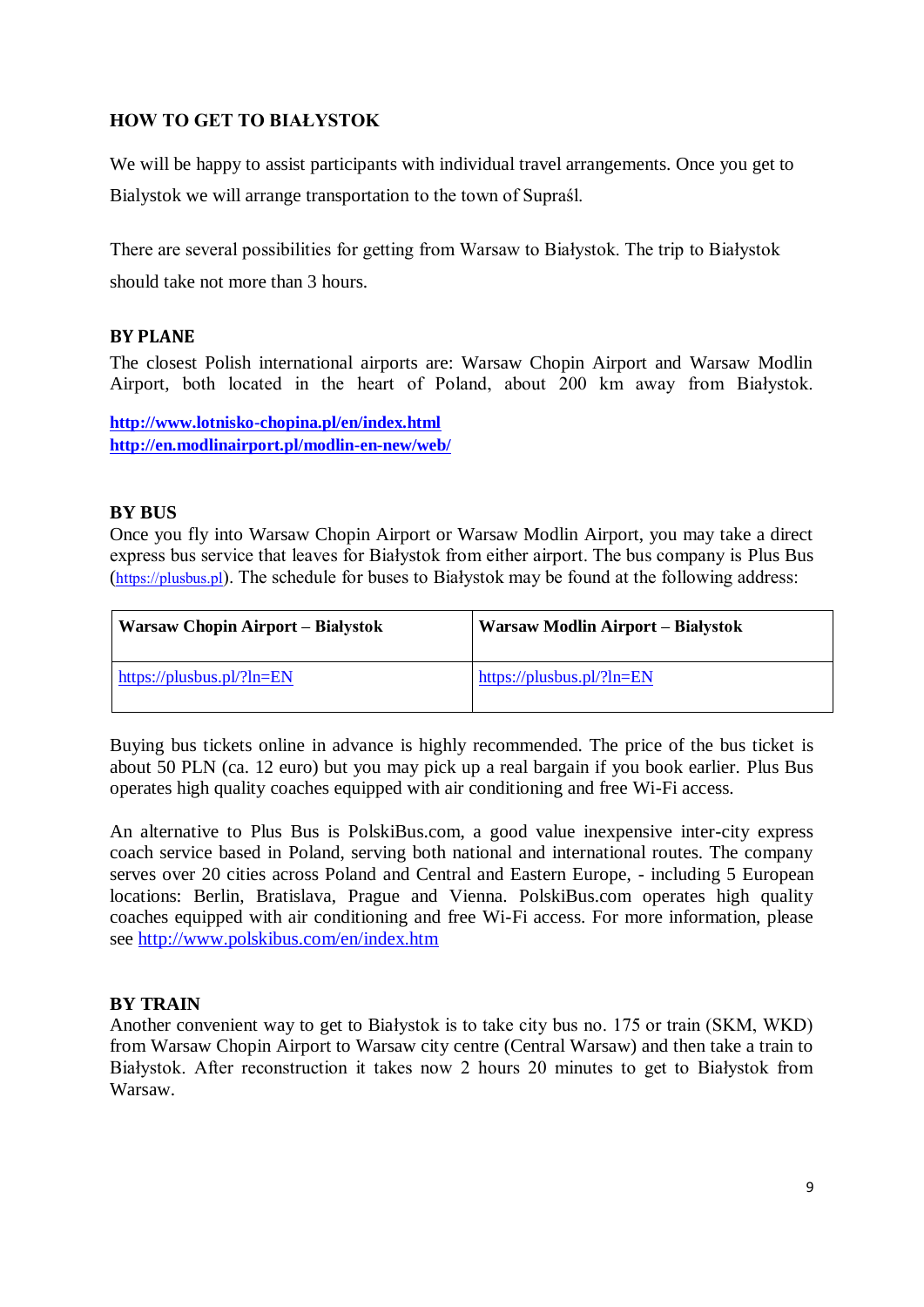## HOW TO GET TO BIAŁYSTOK

We will be happy to assist participants with individual travel arrangements. Once you get to Bialystok we will arrange transportation to the town of Supraśl.

There are several possibilities for getting from Warsaw to Białystok. The trip to Białystok should take not more than 3 hours.

### BY PLANE

The closest Polish international airports are: Warsaw Chopin Airport and Warsaw Modlin Airport, both located in the heart of Poland, about 200 km away from Białystok.

**http://www.lotnisko-chopina.pl/en/index.html**
**http://en.modlinairport.pl/modlin-en-new/web/**

### BY BUS

Once you fly into Warsaw Chopin Airport or Warsaw Modlin Airport, you may take a direct express bus service that leaves for Białystok from either airport. The bus company is Plus Bus (https://plusbus.pl). The schedule for buses to Białystok may be found at the following address:

| Warsaw Chopin Airport – Bialystok | Warsaw Modlin Airport – Białystok |
|---|---|
| https://plusbus.pl/?ln=EN | https://plusbus.pl/?ln=EN |

Buying bus tickets online in advance is highly recommended. The price of the bus ticket is about 50 PLN (ca. 12 euro) but you may pick up a real bargain if you book earlier. Plus Bus operates high quality coaches equipped with air conditioning and free Wi-Fi access.

An alternative to Plus Bus is PolskiBus.com, a good value inexpensive inter-city express coach service based in Poland, serving both national and international routes. The company serves over 20 cities across Poland and Central and Eastern Europe, - including 5 European locations: Berlin, Bratislava, Prague and Vienna. PolskiBus.com operates high quality coaches equipped with air conditioning and free Wi-Fi access. For more information, please see http://www.polskibus.com/en/index.htm

### BY TRAIN

Another convenient way to get to Białystok is to take city bus no. 175 or train (SKM, WKD) from Warsaw Chopin Airport to Warsaw city centre (Central Warsaw) and then take a train to Białystok. After reconstruction it takes now 2 hours 20 minutes to get to Białystok from Warsaw.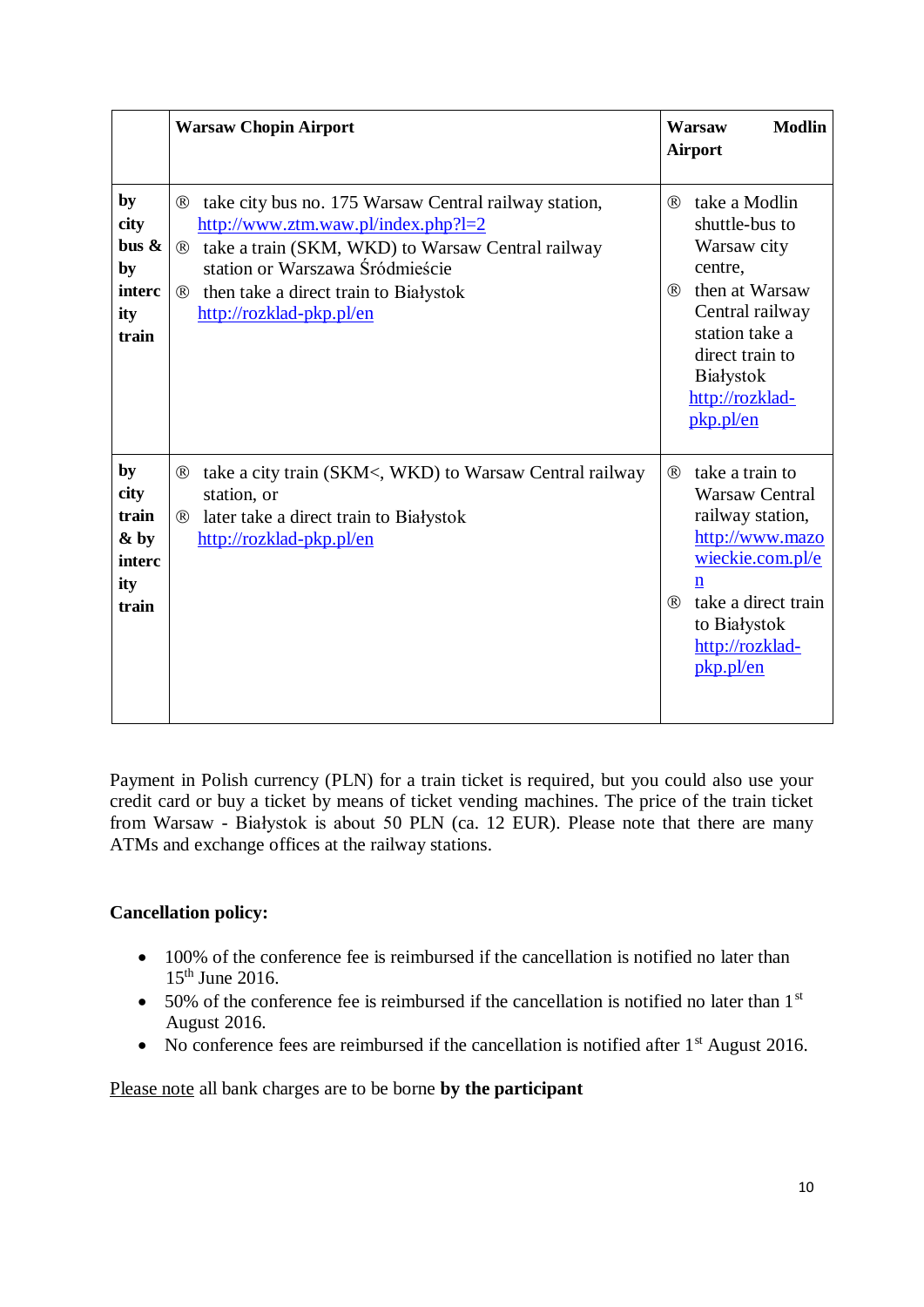| | **Warsaw Chopin Airport** | **Warsaw Modlin Airport** |
|---|---|---|
| **by city bus & by intercity train** | ® take city bus no. 175 Warsaw Central railway station, http://www.ztm.waw.pl/index.php?l=2<br>® take a train (SKM, WKD) to Warsaw Central railway station or Warszawa Śródmieście<br>® then take a direct train to Białystok http://rozklad-pkp.pl/en | ® take a Modlin shuttle-bus to Warsaw city centre,<br>® then at Warsaw Central railway station take a direct train to Białystok http://rozklad-pkp.pl/en |
| **by city train & by intercity train** | ® take a city train (SKM<, WKD) to Warsaw Central railway station, or<br>® later take a direct train to Białystok http://rozklad-pkp.pl/en | ® take a train to Warsaw Central railway station, http://www.mazowieckie.com.pl/en<br>® take a direct train to Białystok http://rozklad-pkp.pl/en |

Payment in Polish currency (PLN) for a train ticket is required, but you could also use your credit card or buy a ticket by means of ticket vending machines. The price of the train ticket from Warsaw - Białystok is about 50 PLN (ca. 12 EUR). Please note that there are many ATMs and exchange offices at the railway stations.

**Cancellation policy:**

- 100% of the conference fee is reimbursed if the cancellation is notified no later than 15th June 2016.
- 50% of the conference fee is reimbursed if the cancellation is notified no later than 1st August 2016.
- No conference fees are reimbursed if the cancellation is notified after 1st August 2016.

Please note all bank charges are to be borne **by the participant**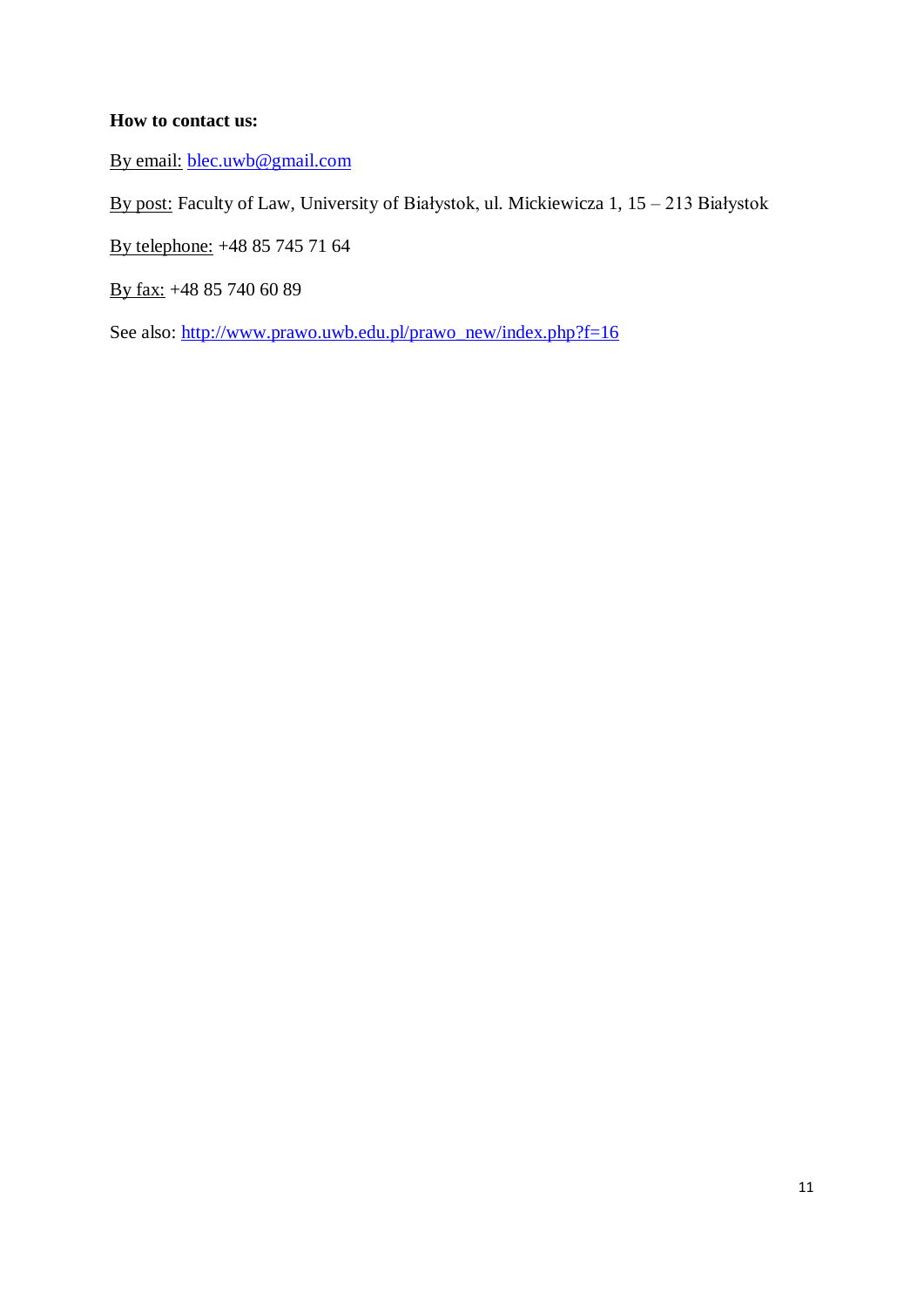**How to contact us:**

By email: blec.uwb@gmail.com

By post: Faculty of Law, University of Białystok, ul. Mickiewicza 1, 15 – 213 Białystok

By telephone: +48 85 745 71 64

By fax: +48 85 740 60 89

See also: http://www.prawo.uwb.edu.pl/prawo_new/index.php?f=16